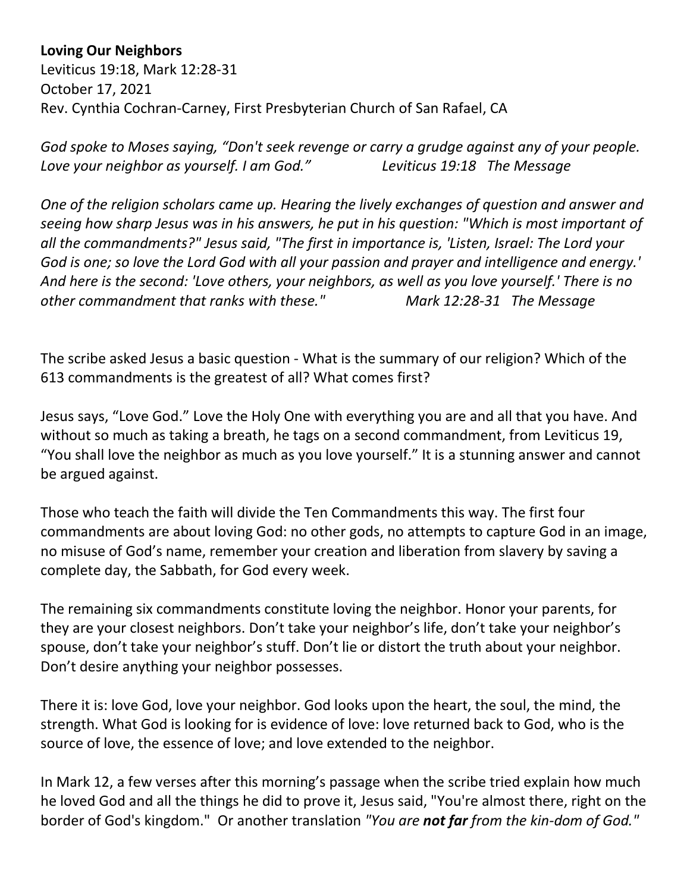**Loving Our Neighbors**
Leviticus 19:18, Mark 12:28-31
October 17, 2021
Rev. Cynthia Cochran-Carney, First Presbyterian Church of San Rafael, CA

*God spoke to Moses saying, "Don't seek revenge or carry a grudge against any of your people. Love your neighbor as yourself. I am God."* *Leviticus 19:18 The Message*

*One of the religion scholars came up. Hearing the lively exchanges of question and answer and seeing how sharp Jesus was in his answers, he put in his question: "Which is most important of all the commandments?" Jesus said, "The first in importance is, 'Listen, Israel: The Lord your God is one; so love the Lord God with all your passion and prayer and intelligence and energy.' And here is the second: 'Love others, your neighbors, as well as you love yourself.' There is no other commandment that ranks with these."* *Mark 12:28-31 The Message*

The scribe asked Jesus a basic question - What is the summary of our religion? Which of the 613 commandments is the greatest of all? What comes first?

Jesus says, "Love God." Love the Holy One with everything you are and all that you have. And without so much as taking a breath, he tags on a second commandment, from Leviticus 19, "You shall love the neighbor as much as you love yourself." It is a stunning answer and cannot be argued against.

Those who teach the faith will divide the Ten Commandments this way. The first four commandments are about loving God: no other gods, no attempts to capture God in an image, no misuse of God's name, remember your creation and liberation from slavery by saving a complete day, the Sabbath, for God every week.

The remaining six commandments constitute loving the neighbor. Honor your parents, for they are your closest neighbors. Don't take your neighbor's life, don't take your neighbor's spouse, don't take your neighbor's stuff. Don't lie or distort the truth about your neighbor. Don't desire anything your neighbor possesses.

There it is: love God, love your neighbor. God looks upon the heart, the soul, the mind, the strength. What God is looking for is evidence of love: love returned back to God, who is the source of love, the essence of love; and love extended to the neighbor.

In Mark 12, a few verses after this morning's passage when the scribe tried explain how much he loved God and all the things he did to prove it, Jesus said, "You're almost there, right on the border of God's kingdom." Or another translation *"You are **not far** from the kin-dom of God."*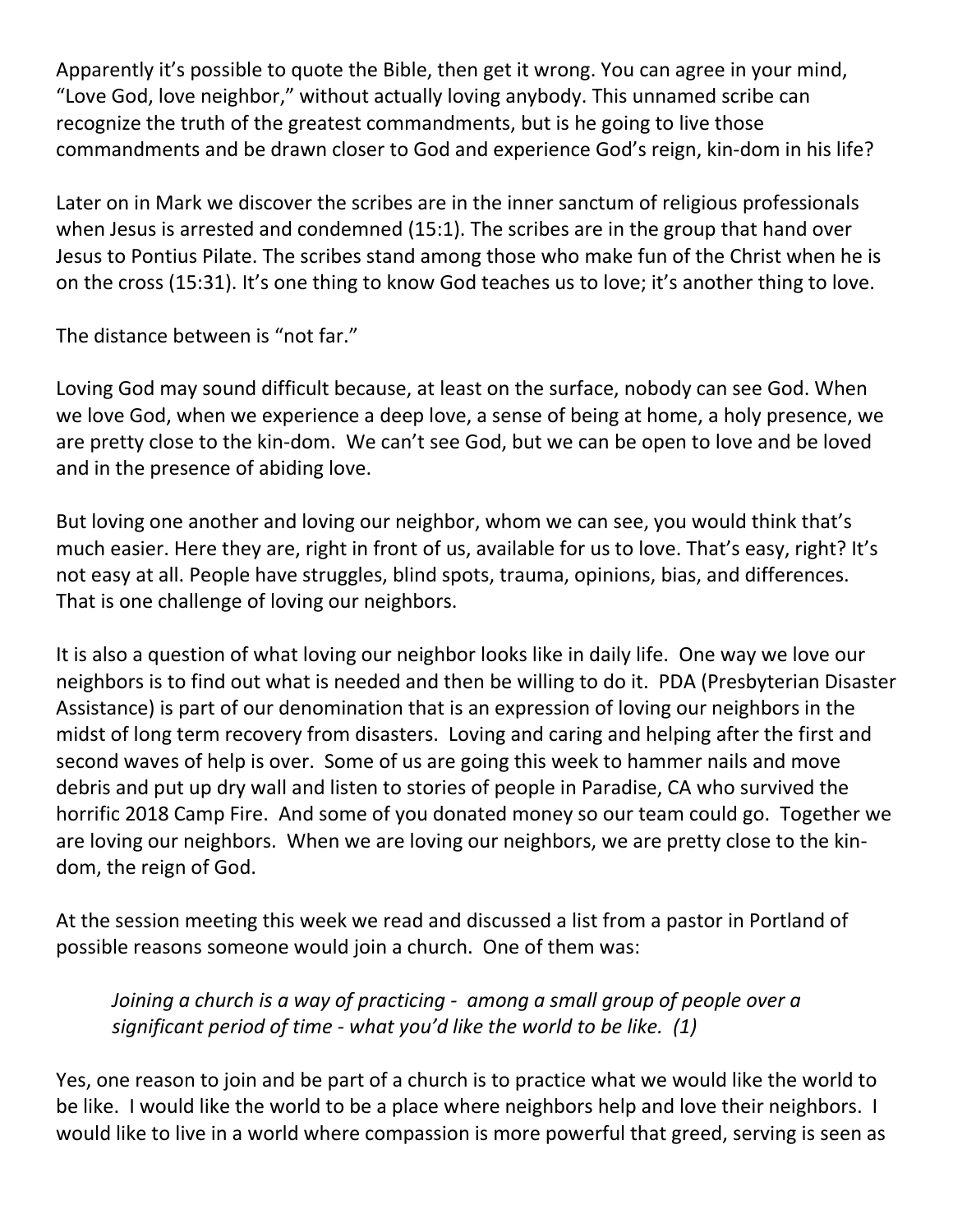Apparently it's possible to quote the Bible, then get it wrong. You can agree in your mind, "Love God, love neighbor," without actually loving anybody. This unnamed scribe can recognize the truth of the greatest commandments, but is he going to live those commandments and be drawn closer to God and experience God's reign, kin-dom in his life?

Later on in Mark we discover the scribes are in the inner sanctum of religious professionals when Jesus is arrested and condemned (15:1). The scribes are in the group that hand over Jesus to Pontius Pilate. The scribes stand among those who make fun of the Christ when he is on the cross (15:31). It's one thing to know God teaches us to love; it's another thing to love.

The distance between is "not far."

Loving God may sound difficult because, at least on the surface, nobody can see God. When we love God, when we experience a deep love, a sense of being at home, a holy presence, we are pretty close to the kin-dom. We can't see God, but we can be open to love and be loved and in the presence of abiding love.

But loving one another and loving our neighbor, whom we can see, you would think that's much easier. Here they are, right in front of us, available for us to love. That's easy, right? It's not easy at all. People have struggles, blind spots, trauma, opinions, bias, and differences. That is one challenge of loving our neighbors.

It is also a question of what loving our neighbor looks like in daily life. One way we love our neighbors is to find out what is needed and then be willing to do it. PDA (Presbyterian Disaster Assistance) is part of our denomination that is an expression of loving our neighbors in the midst of long term recovery from disasters. Loving and caring and helping after the first and second waves of help is over. Some of us are going this week to hammer nails and move debris and put up dry wall and listen to stories of people in Paradise, CA who survived the horrific 2018 Camp Fire. And some of you donated money so our team could go. Together we are loving our neighbors. When we are loving our neighbors, we are pretty close to the kin-dom, the reign of God.

At the session meeting this week we read and discussed a list from a pastor in Portland of possible reasons someone would join a church. One of them was:

> *Joining a church is a way of practicing - among a small group of people over a significant period of time - what you'd like the world to be like. (1)*

Yes, one reason to join and be part of a church is to practice what we would like the world to be like. I would like the world to be a place where neighbors help and love their neighbors. I would like to live in a world where compassion is more powerful that greed, serving is seen as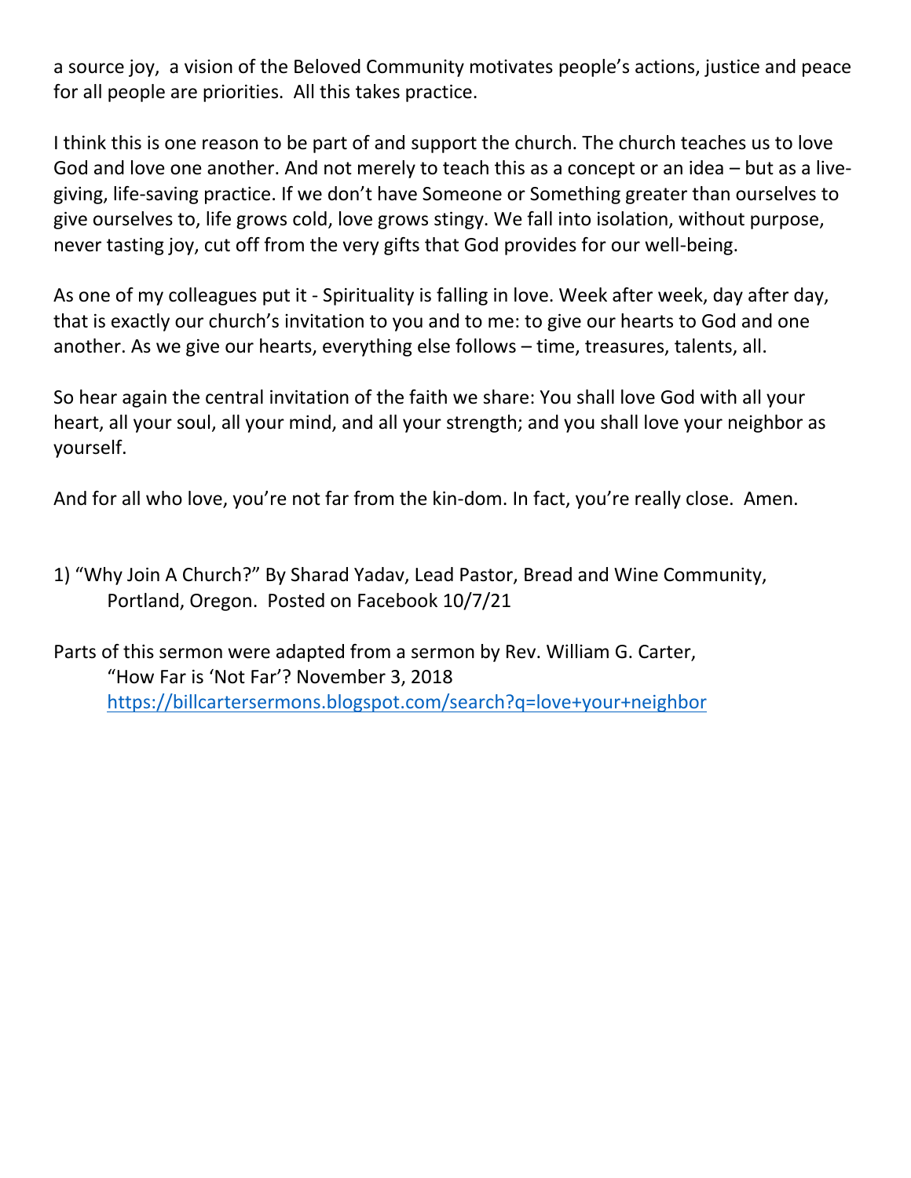a source joy, a vision of the Beloved Community motivates people's actions, justice and peace for all people are priorities. All this takes practice.

I think this is one reason to be part of and support the church. The church teaches us to love God and love one another. And not merely to teach this as a concept or an idea – but as a live-giving, life-saving practice. If we don't have Someone or Something greater than ourselves to give ourselves to, life grows cold, love grows stingy. We fall into isolation, without purpose, never tasting joy, cut off from the very gifts that God provides for our well-being.

As one of my colleagues put it - Spirituality is falling in love. Week after week, day after day, that is exactly our church's invitation to you and to me: to give our hearts to God and one another. As we give our hearts, everything else follows – time, treasures, talents, all.

So hear again the central invitation of the faith we share: You shall love God with all your heart, all your soul, all your mind, and all your strength; and you shall love your neighbor as yourself.

And for all who love, you're not far from the kin-dom. In fact, you're really close. Amen.

1) "Why Join A Church?" By Sharad Yadav, Lead Pastor, Bread and Wine Community, Portland, Oregon. Posted on Facebook 10/7/21

Parts of this sermon were adapted from a sermon by Rev. William G. Carter, "How Far is 'Not Far'? November 3, 2018 https://billcartersermons.blogspot.com/search?q=love+your+neighbor